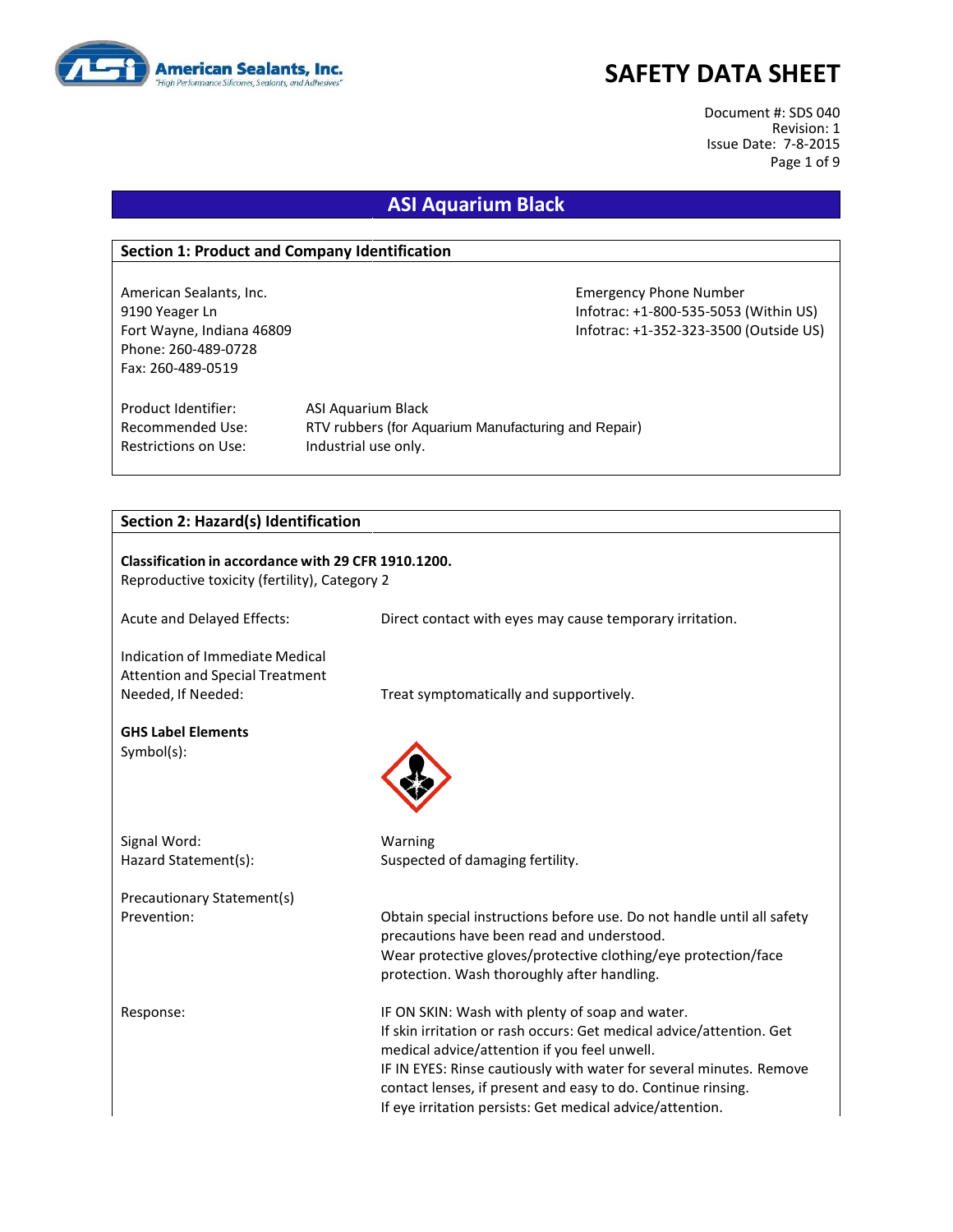# SAFETY DATA SHEET

Document #: SDS 040
Revision: 1
Issue Date: 7-8-2015

## ASI Aquarium Black

### Section 1: Product and Company Identification

American Sealants, Inc.
9190 Yeager Ln
Fort Wayne, Indiana 46809
Phone: 260-489-0728
Fax: 260-489-0519

Emergency Phone Number
Infotrac: +1-800-535-5053 (Within US)
Infotrac: +1-352-323-3500 (Outside US)

| | |
|---|---|
| Product Identifier: | ASI Aquarium Black |
| Recommended Use: | RTV rubbers (for Aquarium Manufacturing and Repair) |
| Restrictions on Use: | Industrial use only. |

### Section 2: Hazard(s) Identification

**Classification in accordance with 29 CFR 1910.1200.**
Reproductive toxicity (fertility), Category 2

Acute and Delayed Effects: Direct contact with eyes may cause temporary irritation.

Indication of Immediate Medical Attention and Special Treatment Needed, If Needed: Treat symptomatically and supportively.

**GHS Label Elements**

Symbol(s):

Signal Word: Warning

Hazard Statement(s): Suspected of damaging fertility.

Precautionary Statement(s)

Prevention: Obtain special instructions before use. Do not handle until all safety precautions have been read and understood.
Wear protective gloves/protective clothing/eye protection/face protection. Wash thoroughly after handling.

Response: IF ON SKIN: Wash with plenty of soap and water.
If skin irritation or rash occurs: Get medical advice/attention. Get medical advice/attention if you feel unwell.
IF IN EYES: Rinse cautiously with water for several minutes. Remove contact lenses, if present and easy to do. Continue rinsing.
If eye irritation persists: Get medical advice/attention.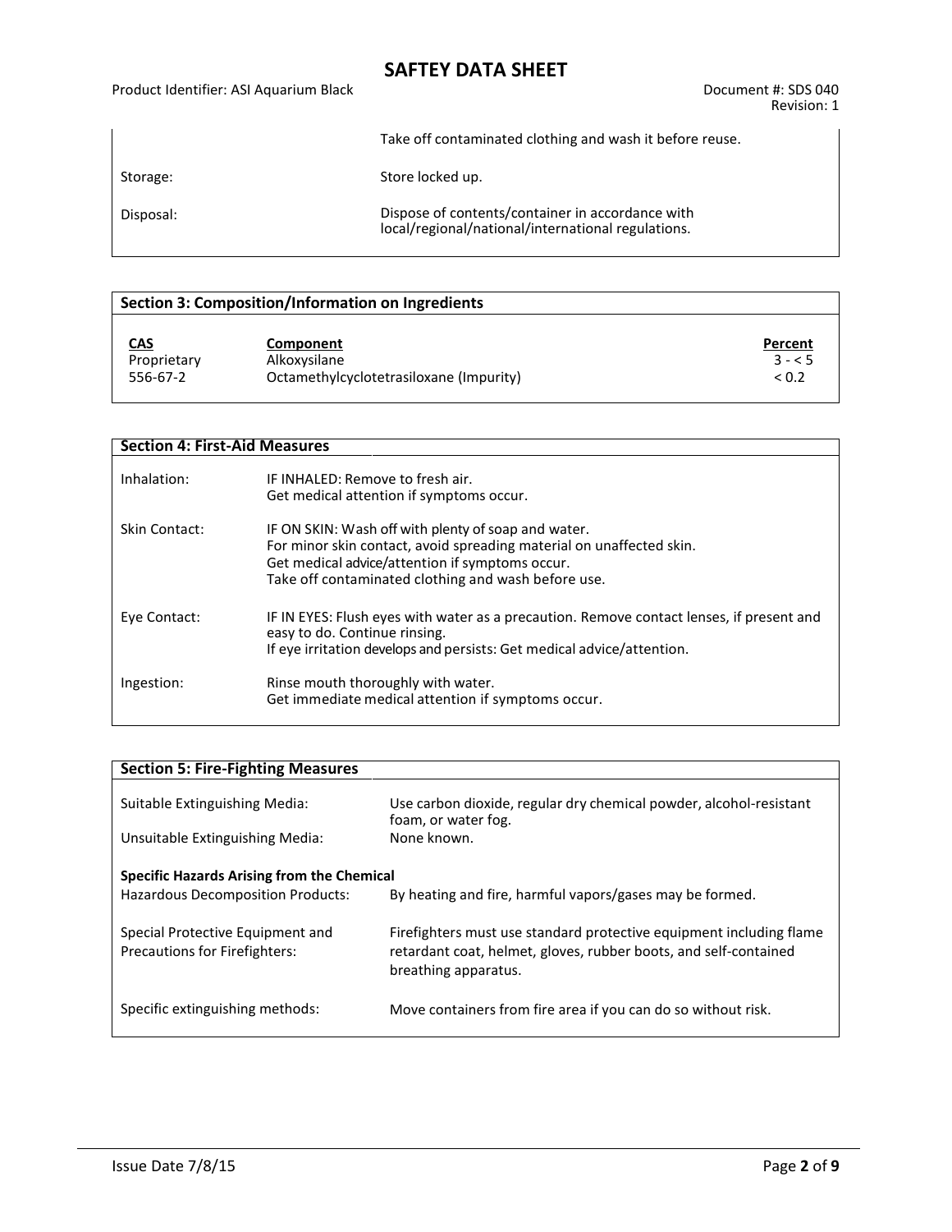| | |
|---|---|
| | Take off contaminated clothing and wash it before reuse. |
| Storage: | Store locked up. |
| Disposal: | Dispose of contents/container in accordance with local/regional/national/international regulations. |

## Section 3: Composition/Information on Ingredients

| CAS | Component | Percent |
|---|---|---|
| Proprietary | Alkoxysilane | 3 - < 5 |
| 556-67-2 | Octamethylcyclotetrasiloxane (Impurity) | < 0.2 |

## Section 4: First-Aid Measures

| | |
|---|---|
| Inhalation: | IF INHALED: Remove to fresh air.<br>Get medical attention if symptoms occur. |
| Skin Contact: | IF ON SKIN: Wash off with plenty of soap and water.<br>For minor skin contact, avoid spreading material on unaffected skin.<br>Get medical advice/attention if symptoms occur.<br>Take off contaminated clothing and wash before use. |
| Eye Contact: | IF IN EYES: Flush eyes with water as a precaution. Remove contact lenses, if present and easy to do. Continue rinsing.<br>If eye irritation develops and persists: Get medical advice/attention. |
| Ingestion: | Rinse mouth thoroughly with water.<br>Get immediate medical attention if symptoms occur. |

## Section 5: Fire-Fighting Measures

| | |
|---|---|
| Suitable Extinguishing Media: | Use carbon dioxide, regular dry chemical powder, alcohol-resistant foam, or water fog. |
| Unsuitable Extinguishing Media: | None known. |

**Specific Hazards Arising from the Chemical**

| | |
|---|---|
| Hazardous Decomposition Products: | By heating and fire, harmful vapors/gases may be formed. |
| Special Protective Equipment and Precautions for Firefighters: | Firefighters must use standard protective equipment including flame retardant coat, helmet, gloves, rubber boots, and self-contained breathing apparatus. |
| Specific extinguishing methods: | Move containers from fire area if you can do so without risk. |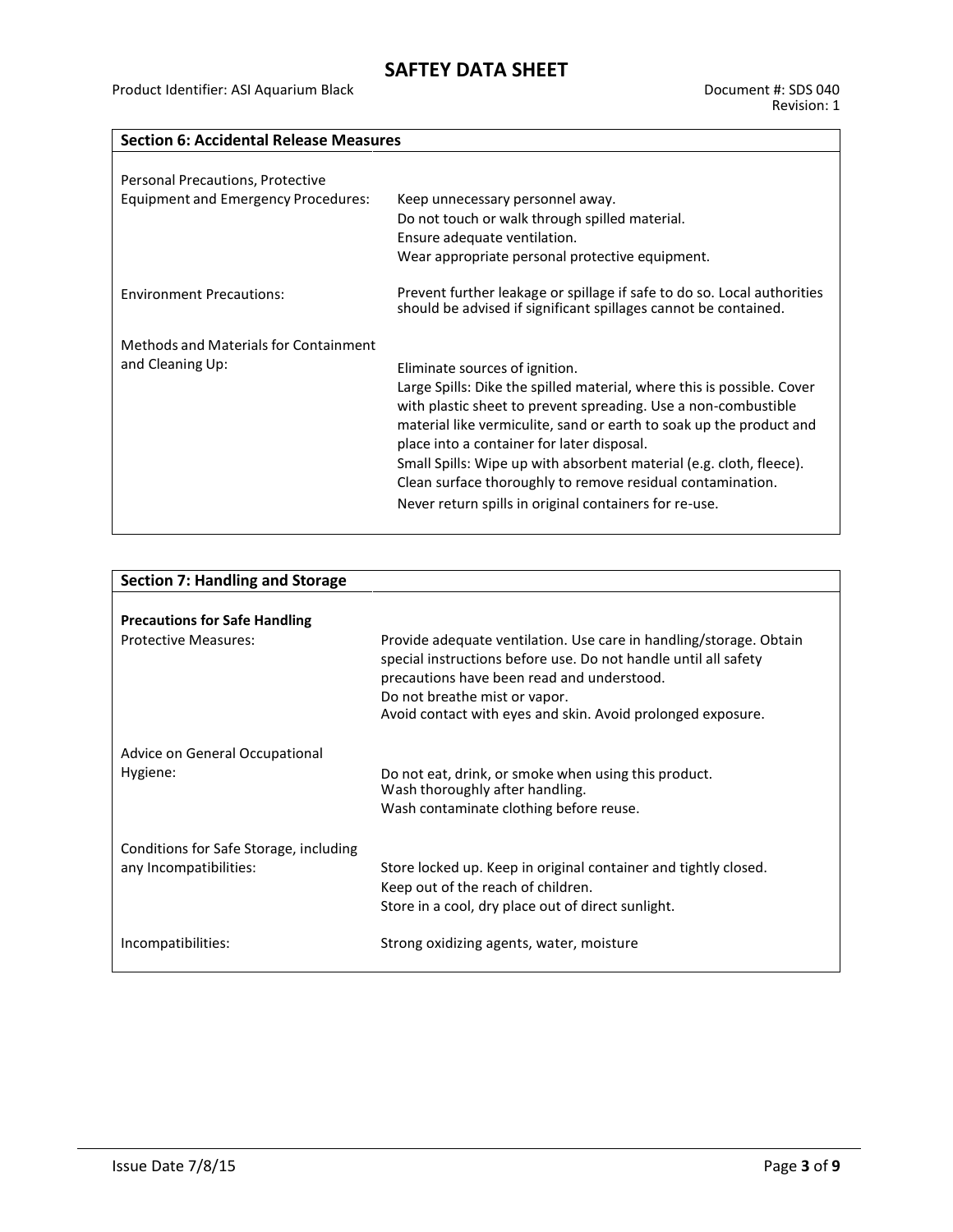| Section 6: Accidental Release Measures | |
|---|---|
| Personal Precautions, Protective Equipment and Emergency Procedures: | Keep unnecessary personnel away.<br>Do not touch or walk through spilled material.<br>Ensure adequate ventilation.<br>Wear appropriate personal protective equipment. |
| Environment Precautions: | Prevent further leakage or spillage if safe to do so. Local authorities should be advised if significant spillages cannot be contained. |
| Methods and Materials for Containment and Cleaning Up: | Eliminate sources of ignition.<br>Large Spills: Dike the spilled material, where this is possible. Cover with plastic sheet to prevent spreading. Use a non-combustible material like vermiculite, sand or earth to soak up the product and place into a container for later disposal.<br>Small Spills: Wipe up with absorbent material (e.g. cloth, fleece). Clean surface thoroughly to remove residual contamination.<br>Never return spills in original containers for re-use. |

| Section 7: Handling and Storage | |
|---|---|
| **Precautions for Safe Handling** | |
| Protective Measures: | Provide adequate ventilation. Use care in handling/storage. Obtain special instructions before use. Do not handle until all safety precautions have been read and understood.<br>Do not breathe mist or vapor.<br>Avoid contact with eyes and skin. Avoid prolonged exposure. |
| Advice on General Occupational Hygiene: | Do not eat, drink, or smoke when using this product.<br>Wash thoroughly after handling.<br>Wash contaminate clothing before reuse. |
| Conditions for Safe Storage, including any Incompatibilities: | Store locked up. Keep in original container and tightly closed.<br>Keep out of the reach of children.<br>Store in a cool, dry place out of direct sunlight. |
| Incompatibilities: | Strong oxidizing agents, water, moisture |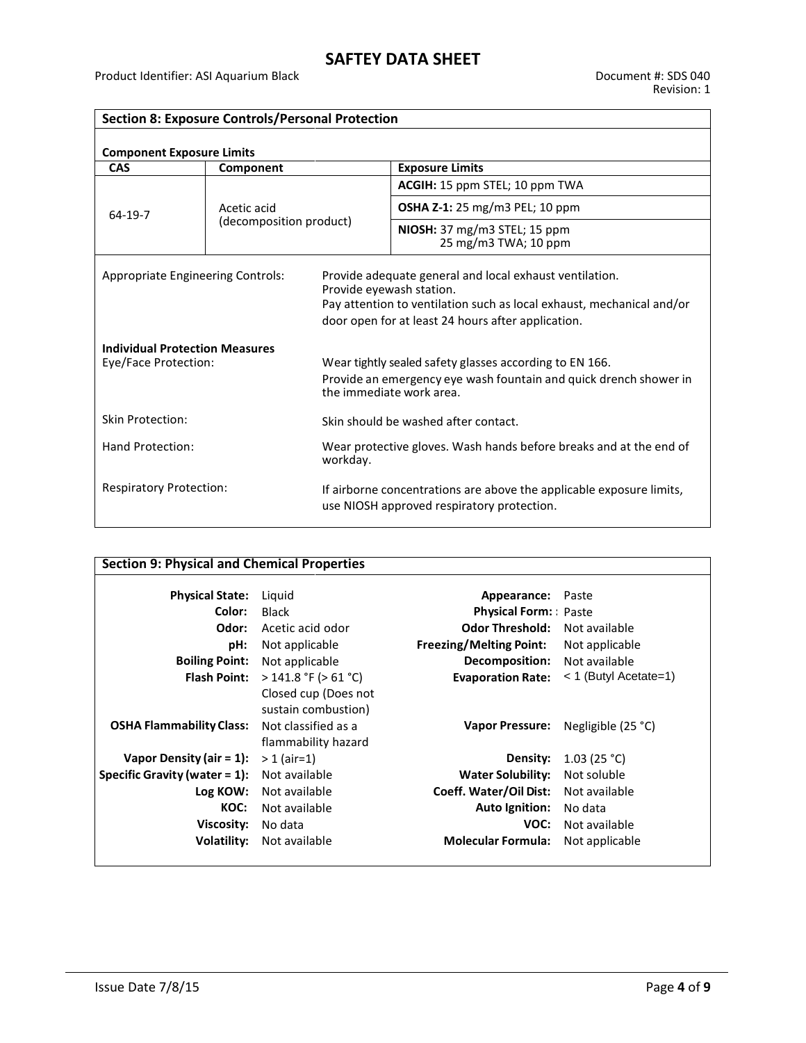## Section 8: Exposure Controls/Personal Protection

**Component Exposure Limits**

| CAS | Component | Exposure Limits |
|---|---|---|
| 64-19-7 | Acetic acid (decomposition product) | **ACGIH:** 15 ppm STEL; 10 ppm TWA |
| | | **OSHA Z-1:** 25 mg/m3 PEL; 10 ppm |
| | | **NIOSH:** 37 mg/m3 STEL; 15 ppm 25 mg/m3 TWA; 10 ppm |

Appropriate Engineering Controls: Provide adequate general and local exhaust ventilation. Provide eyewash station. Pay attention to ventilation such as local exhaust, mechanical and/or door open for at least 24 hours after application.

**Individual Protection Measures**

Eye/Face Protection: Wear tightly sealed safety glasses according to EN 166. Provide an emergency eye wash fountain and quick drench shower in the immediate work area.

Skin Protection: Skin should be washed after contact.

Hand Protection: Wear protective gloves. Wash hands before breaks and at the end of workday.

Respiratory Protection: If airborne concentrations are above the applicable exposure limits, use NIOSH approved respiratory protection.

## Section 9: Physical and Chemical Properties

| Property | Value | Property | Value |
|---|---|---|---|
| **Physical State:** | Liquid | **Appearance:** | Paste |
| **Color:** | Black | **Physical Form:** | Paste |
| **Odor:** | Acetic acid odor | **Odor Threshold:** | Not available |
| **pH:** | Not applicable | **Freezing/Melting Point:** | Not applicable |
| **Boiling Point:** | Not applicable | **Decomposition:** | Not available |
| **Flash Point:** | > 141.8 °F (> 61 °C) Closed cup (Does not sustain combustion) | **Evaporation Rate:** | < 1 (Butyl Acetate=1) |
| **OSHA Flammability Class:** | Not classified as a flammability hazard | **Vapor Pressure:** | Negligible (25 °C) |
| **Vapor Density (air = 1):** | > 1 (air=1) | **Density:** | 1.03 (25 °C) |
| **Specific Gravity (water = 1):** | Not available | **Water Solubility:** | Not soluble |
| **Log KOW:** | Not available | **Coeff. Water/Oil Dist:** | Not available |
| **KOC:** | Not available | **Auto Ignition:** | No data |
| **Viscosity:** | No data | **VOC:** | Not available |
| **Volatility:** | Not available | **Molecular Formula:** | Not applicable |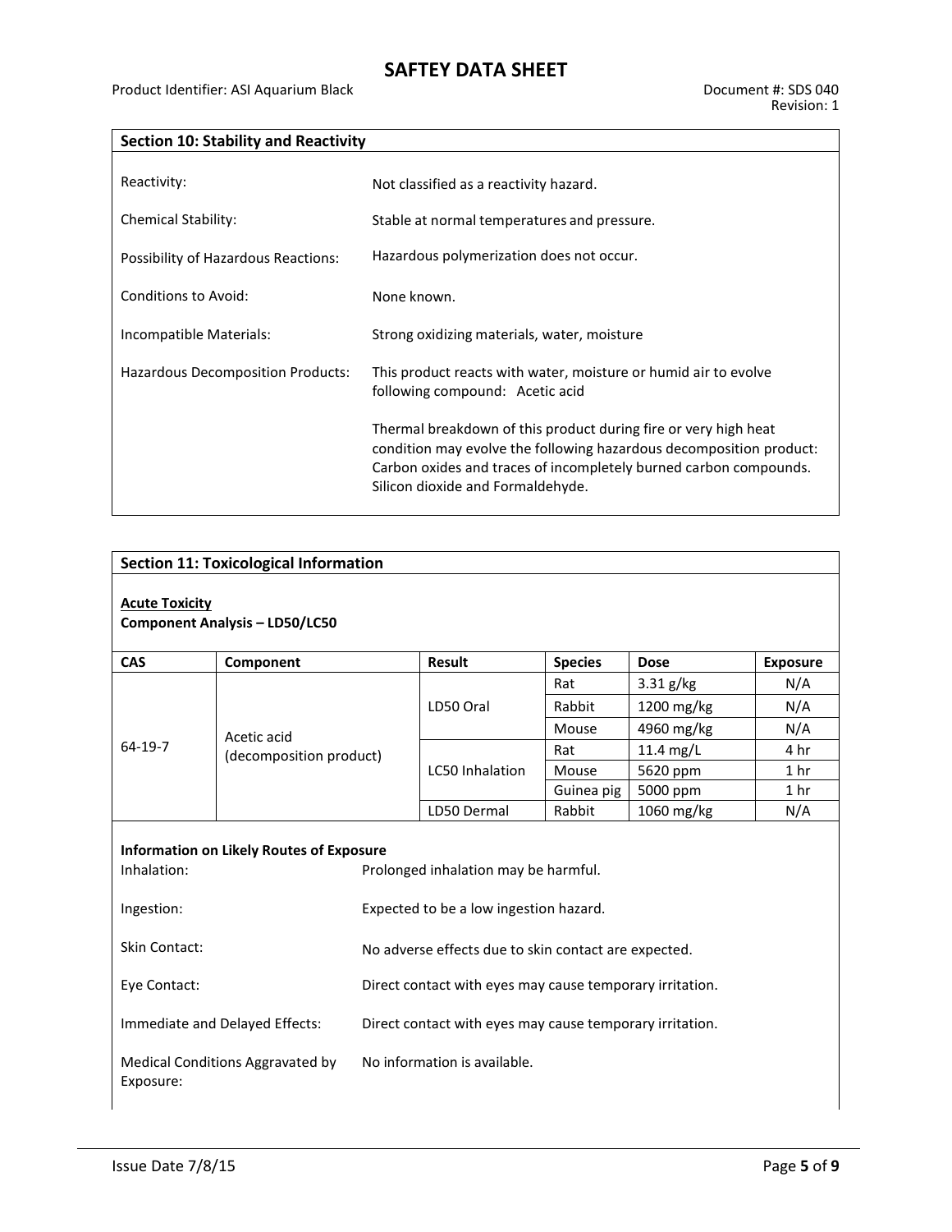## Section 10: Stability and Reactivity

| | |
|---|---|
| Reactivity: | Not classified as a reactivity hazard. |
| Chemical Stability: | Stable at normal temperatures and pressure. |
| Possibility of Hazardous Reactions: | Hazardous polymerization does not occur. |
| Conditions to Avoid: | None known. |
| Incompatible Materials: | Strong oxidizing materials, water, moisture |
| Hazardous Decomposition Products: | This product reacts with water, moisture or humid air to evolve following compound: Acetic acid<br><br>Thermal breakdown of this product during fire or very high heat condition may evolve the following hazardous decomposition product: Carbon oxides and traces of incompletely burned carbon compounds. Silicon dioxide and Formaldehyde. |

## Section 11: Toxicological Information

**Acute Toxicity**

**Component Analysis – LD50/LC50**

| CAS | Component | Result | Species | Dose | Exposure |
|---|---|---|---|---|---|
| 64-19-7 | Acetic acid (decomposition product) | LD50 Oral | Rat | 3.31 g/kg | N/A |
| | | | Rabbit | 1200 mg/kg | N/A |
| | | | Mouse | 4960 mg/kg | N/A |
| | | LC50 Inhalation | Rat | 11.4 mg/L | 4 hr |
| | | | Mouse | 5620 ppm | 1 hr |
| | | | Guinea pig | 5000 ppm | 1 hr |
| | | LD50 Dermal | Rabbit | 1060 mg/kg | N/A |

**Information on Likely Routes of Exposure**

| | |
|---|---|
| Inhalation: | Prolonged inhalation may be harmful. |
| Ingestion: | Expected to be a low ingestion hazard. |
| Skin Contact: | No adverse effects due to skin contact are expected. |
| Eye Contact: | Direct contact with eyes may cause temporary irritation. |
| Immediate and Delayed Effects: | Direct contact with eyes may cause temporary irritation. |
| Medical Conditions Aggravated by Exposure: | No information is available. |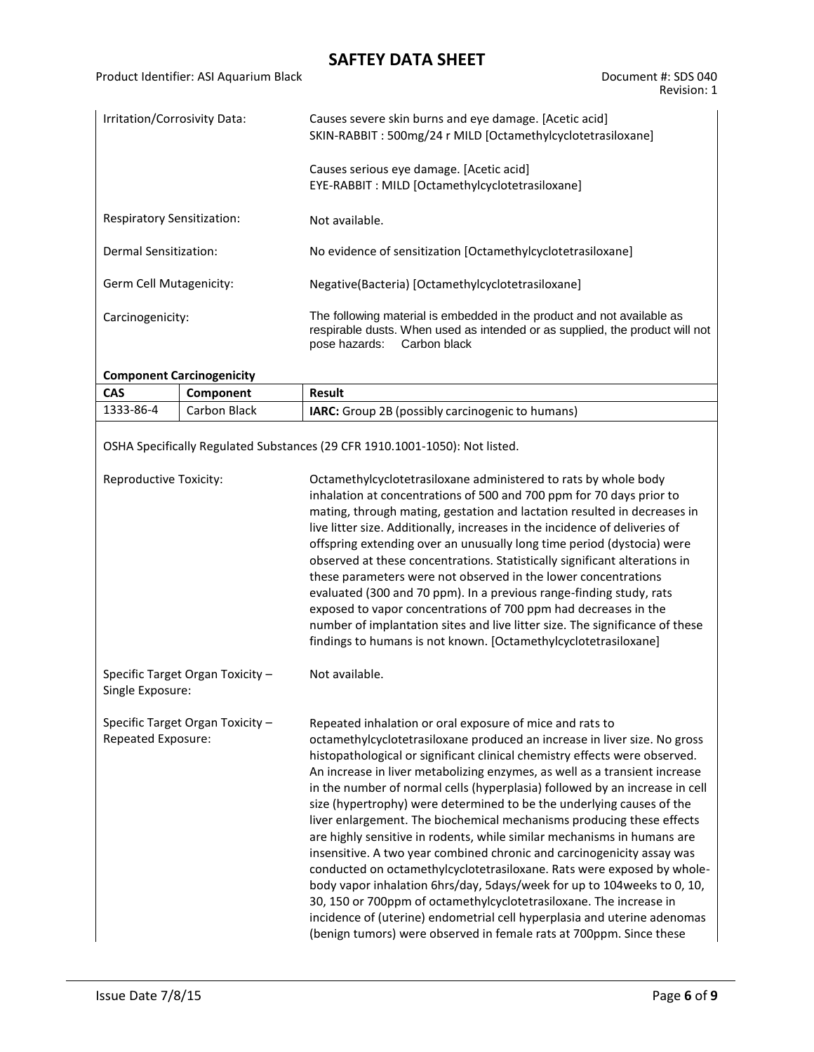| | |
|---|---|
| Irritation/Corrosivity Data: | Causes severe skin burns and eye damage. [Acetic acid]<br>SKIN-RABBIT : 500mg/24 r MILD [Octamethylcyclotetrasiloxane]<br><br>Causes serious eye damage. [Acetic acid]<br>EYE-RABBIT : MILD [Octamethylcyclotetrasiloxane] |
| Respiratory Sensitization: | Not available. |
| Dermal Sensitization: | No evidence of sensitization [Octamethylcyclotetrasiloxane] |
| Germ Cell Mutagenicity: | Negative(Bacteria) [Octamethylcyclotetrasiloxane] |
| Carcinogenicity: | The following material is embedded in the product and not available as respirable dusts. When used as intended or as supplied, the product will not pose hazards: Carbon black |

**Component Carcinogenicity**

| CAS | Component | Result |
|---|---|---|
| 1333-86-4 | Carbon Black | **IARC:** Group 2B (possibly carcinogenic to humans) |

OSHA Specifically Regulated Substances (29 CFR 1910.1001-1050): Not listed.

| | |
|---|---|
| Reproductive Toxicity: | Octamethylcyclotetrasiloxane administered to rats by whole body inhalation at concentrations of 500 and 700 ppm for 70 days prior to mating, through mating, gestation and lactation resulted in decreases in live litter size. Additionally, increases in the incidence of deliveries of offspring extending over an unusually long time period (dystocia) were observed at these concentrations. Statistically significant alterations in these parameters were not observed in the lower concentrations evaluated (300 and 70 ppm). In a previous range-finding study, rats exposed to vapor concentrations of 700 ppm had decreases in the number of implantation sites and live litter size. The significance of these findings to humans is not known. [Octamethylcyclotetrasiloxane] |
| Specific Target Organ Toxicity – Single Exposure: | Not available. |
| Specific Target Organ Toxicity – Repeated Exposure: | Repeated inhalation or oral exposure of mice and rats to octamethylcyclotetrasiloxane produced an increase in liver size. No gross histopathological or significant clinical chemistry effects were observed. An increase in liver metabolizing enzymes, as well as a transient increase in the number of normal cells (hyperplasia) followed by an increase in cell size (hypertrophy) were determined to be the underlying causes of the liver enlargement. The biochemical mechanisms producing these effects are highly sensitive in rodents, while similar mechanisms in humans are insensitive. A two year combined chronic and carcinogenicity assay was conducted on octamethylcyclotetrasiloxane. Rats were exposed by whole-body vapor inhalation 6hrs/day, 5days/week for up to 104weeks to 0, 10, 30, 150 or 700ppm of octamethylcyclotetrasiloxane. The increase in incidence of (uterine) endometrial cell hyperplasia and uterine adenomas (benign tumors) were observed in female rats at 700ppm. Since these |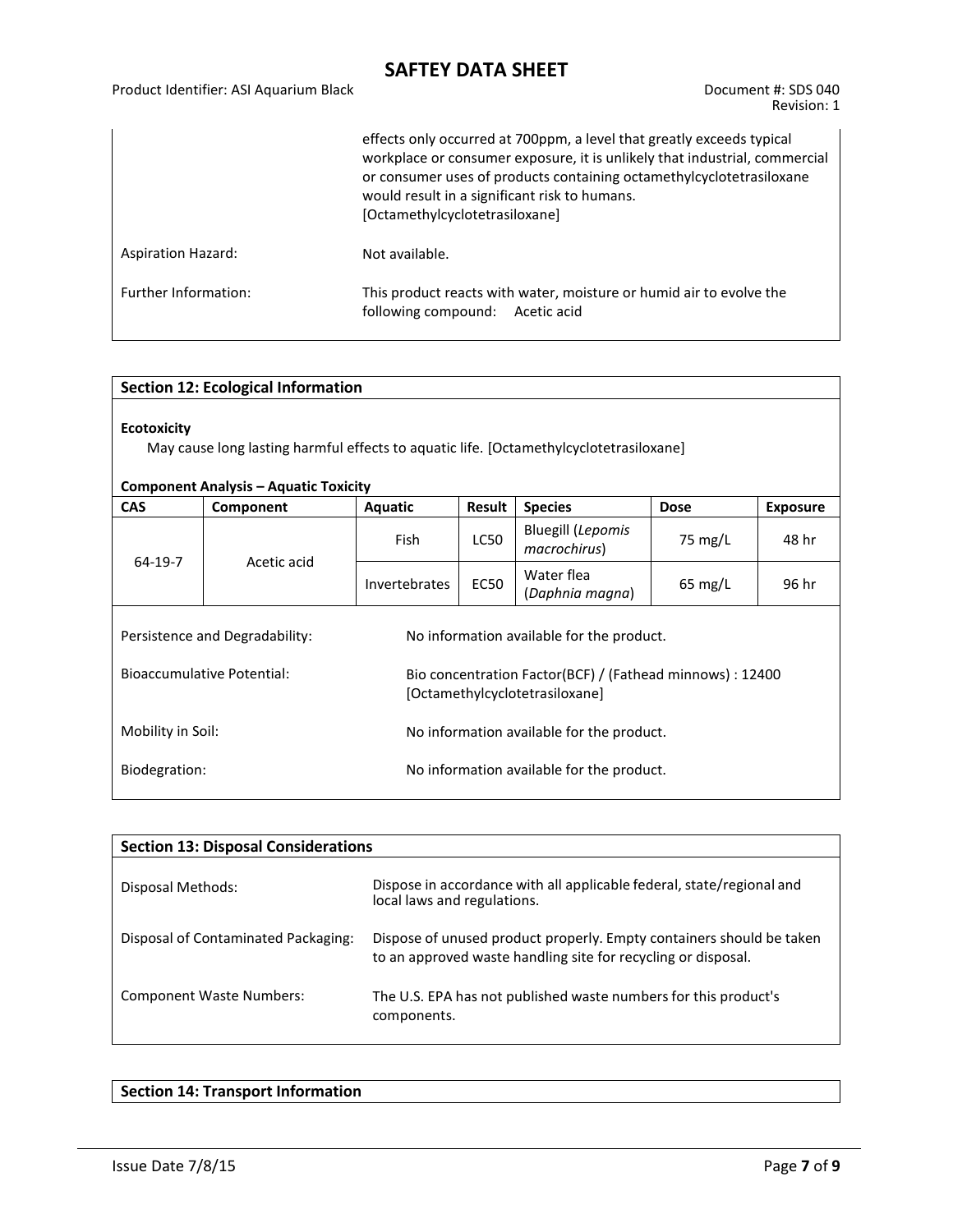| | |
|---|---|
| | effects only occurred at 700ppm, a level that greatly exceeds typical workplace or consumer exposure, it is unlikely that industrial, commercial or consumer uses of products containing octamethylcyclotetrasiloxane would result in a significant risk to humans. [Octamethylcyclotetrasiloxane] |
| Aspiration Hazard: | Not available. |
| Further Information: | This product reacts with water, moisture or humid air to evolve the following compound: Acetic acid |

## Section 12: Ecological Information

**Ecotoxicity**

May cause long lasting harmful effects to aquatic life. [Octamethylcyclotetrasiloxane]

**Component Analysis – Aquatic Toxicity**

| CAS | Component | Aquatic | Result | Species | Dose | Exposure |
|---|---|---|---|---|---|---|
| 64-19-7 | Acetic acid | Fish | LC50 | Bluegill (*Lepomis macrochirus*) | 75 mg/L | 48 hr |
| | | Invertebrates | EC50 | Water flea (*Daphnia magna*) | 65 mg/L | 96 hr |

| | |
|---|---|
| Persistence and Degradability: | No information available for the product. |
| Bioaccumulative Potential: | Bio concentration Factor(BCF) / (Fathead minnows) : 12400 [Octamethylcyclotetrasiloxane] |
| Mobility in Soil: | No information available for the product. |
| Biodegration: | No information available for the product. |

## Section 13: Disposal Considerations

| | |
|---|---|
| Disposal Methods: | Dispose in accordance with all applicable federal, state/regional and local laws and regulations. |
| Disposal of Contaminated Packaging: | Dispose of unused product properly. Empty containers should be taken to an approved waste handling site for recycling or disposal. |
| Component Waste Numbers: | The U.S. EPA has not published waste numbers for this product's components. |

## Section 14: Transport Information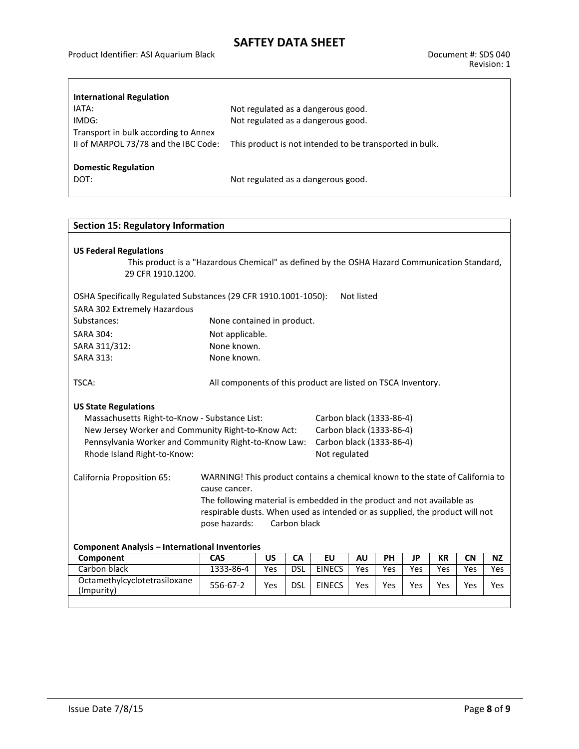**International Regulation**

IATA: Not regulated as a dangerous good.

IMDG: Not regulated as a dangerous good.

Transport in bulk according to Annex II of MARPOL 73/78 and the IBC Code: This product is not intended to be transported in bulk.

**Domestic Regulation**

DOT: Not regulated as a dangerous good.

## Section 15: Regulatory Information

**US Federal Regulations**

This product is a "Hazardous Chemical" as defined by the OSHA Hazard Communication Standard, 29 CFR 1910.1200.

OSHA Specifically Regulated Substances (29 CFR 1910.1001-1050): Not listed

SARA 302 Extremely Hazardous Substances: None contained in product.

SARA 304: Not applicable.

SARA 311/312: None known.

SARA 313: None known.

TSCA: All components of this product are listed on TSCA Inventory.

**US State Regulations**

Massachusetts Right-to-Know - Substance List: Carbon black (1333-86-4)

New Jersey Worker and Community Right-to-Know Act: Carbon black (1333-86-4)

Pennsylvania Worker and Community Right-to-Know Law: Carbon black (1333-86-4)

Rhode Island Right-to-Know: Not regulated

California Proposition 65: WARNING! This product contains a chemical known to the state of California to cause cancer.
The following material is embedded in the product and not available as respirable dusts. When used as intended or as supplied, the product will not pose hazards: Carbon black

**Component Analysis – International Inventories**

| Component | CAS | US | CA | EU | AU | PH | JP | KR | CN | NZ |
|---|---|---|---|---|---|---|---|---|---|---|
| Carbon black | 1333-86-4 | Yes | DSL | EINECS | Yes | Yes | Yes | Yes | Yes | Yes |
| Octamethylcyclotetrasiloxane (Impurity) | 556-67-2 | Yes | DSL | EINECS | Yes | Yes | Yes | Yes | Yes | Yes |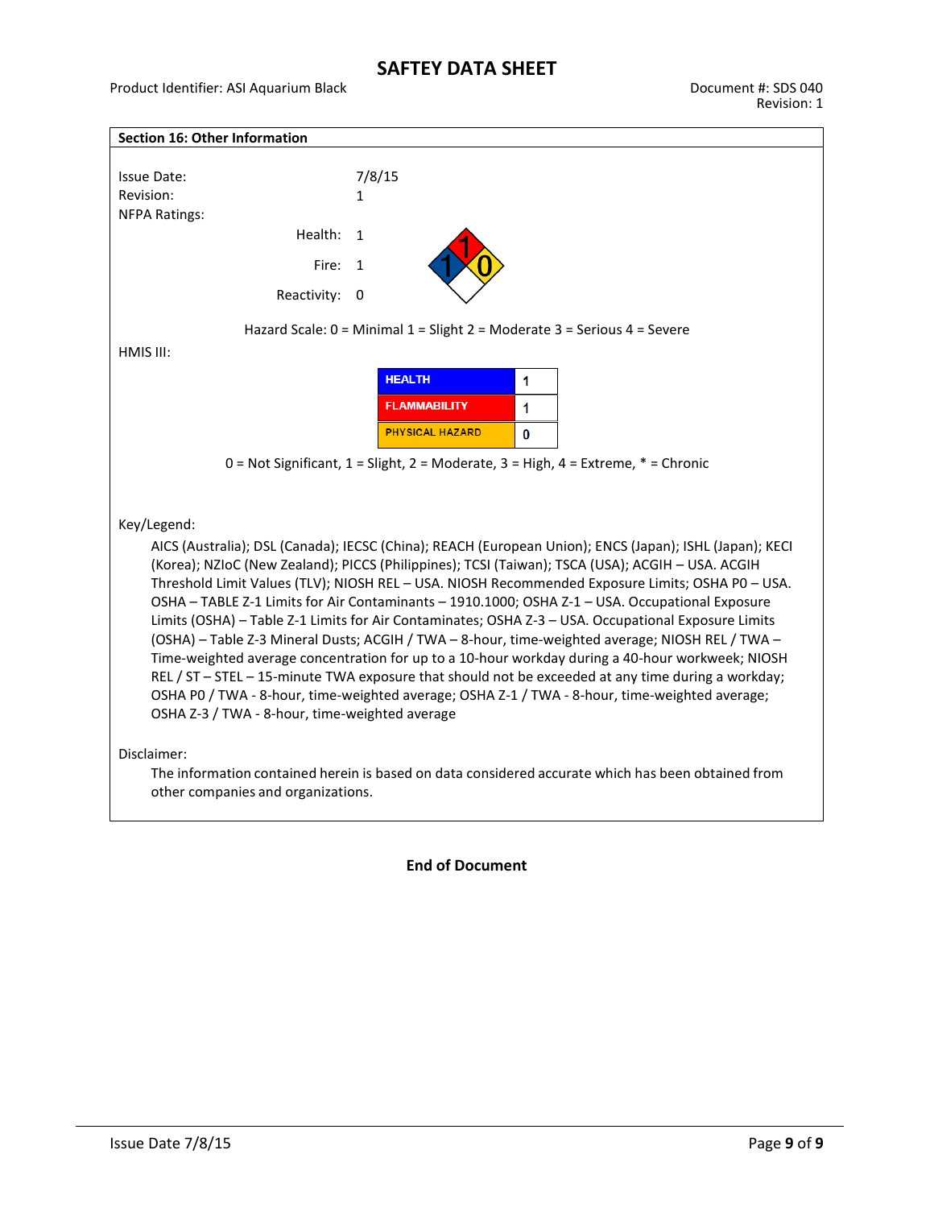# SAFTEY DATA SHEET

Product Identifier: ASI Aquarium Black

Document #: SDS 040
Revision: 1

## Section 16: Other Information

Issue Date: 7/8/15
Revision: 1
NFPA Ratings:

Health: 1
Fire: 1
Reactivity: 0

Hazard Scale: 0 = Minimal 1 = Slight 2 = Moderate 3 = Serious 4 = Severe

HMIS III:

| | |
|---|---|
| HEALTH | 1 |
| FLAMMABILITY | 1 |
| PHYSICAL HAZARD | 0 |

0 = Not Significant, 1 = Slight, 2 = Moderate, 3 = High, 4 = Extreme, * = Chronic

Key/Legend:

AICS (Australia); DSL (Canada); IECSC (China); REACH (European Union); ENCS (Japan); ISHL (Japan); KECI (Korea); NZIoC (New Zealand); PICCS (Philippines); TCSI (Taiwan); TSCA (USA); ACGIH – USA. ACGIH Threshold Limit Values (TLV); NIOSH REL – USA. NIOSH Recommended Exposure Limits; OSHA P0 – USA. OSHA – TABLE Z-1 Limits for Air Contaminants – 1910.1000; OSHA Z-1 – USA. Occupational Exposure Limits (OSHA) – Table Z-1 Limits for Air Contaminates; OSHA Z-3 – USA. Occupational Exposure Limits (OSHA) – Table Z-3 Mineral Dusts; ACGIH / TWA – 8-hour, time-weighted average; NIOSH REL / TWA – Time-weighted average concentration for up to a 10-hour workday during a 40-hour workweek; NIOSH REL / ST – STEL – 15-minute TWA exposure that should not be exceeded at any time during a workday; OSHA P0 / TWA - 8-hour, time-weighted average; OSHA Z-1 / TWA - 8-hour, time-weighted average; OSHA Z-3 / TWA - 8-hour, time-weighted average

Disclaimer:

The information contained herein is based on data considered accurate which has been obtained from other companies and organizations.

**End of Document**